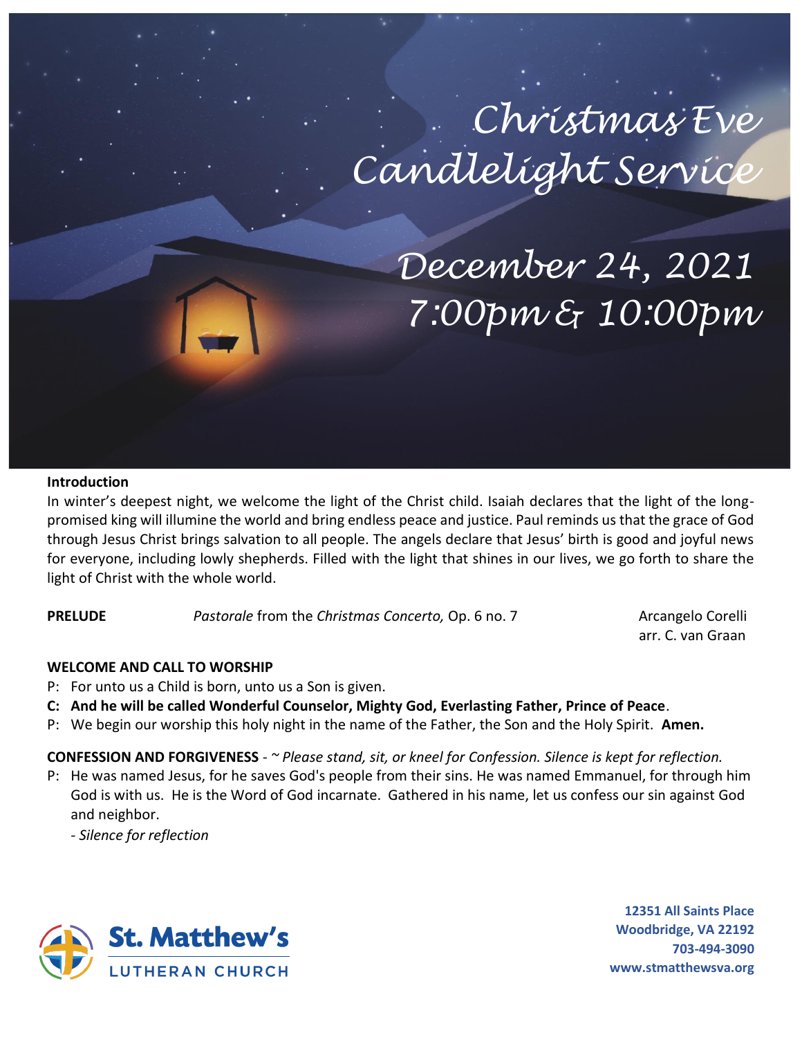# Christmas Eve Candlelight Service

## December 24, 2021
## 7:00pm & 10:00pm

**Introduction**

In winter's deepest night, we welcome the light of the Christ child. Isaiah declares that the light of the long-promised king will illumine the world and bring endless peace and justice. Paul reminds us that the grace of God through Jesus Christ brings salvation to all people. The angels declare that Jesus' birth is good and joyful news for everyone, including lowly shepherds. Filled with the light that shines in our lives, we go forth to share the light of Christ with the whole world.

**PRELUDE** *Pastorale* from the *Christmas Concerto,* Op. 6 no. 7 — Arcangelo Corelli, arr. C. van Graan

**WELCOME AND CALL TO WORSHIP**

P: For unto us a Child is born, unto us a Son is given.

**C: And he will be called Wonderful Counselor, Mighty God, Everlasting Father, Prince of Peace**.

P: We begin our worship this holy night in the name of the Father, the Son and the Holy Spirit. **Amen.**

**CONFESSION AND FORGIVENESS** - ~ *Please stand, sit, or kneel for Confession. Silence is kept for reflection.*

P: He was named Jesus, for he saves God's people from their sins. He was named Emmanuel, for through him God is with us. He is the Word of God incarnate. Gathered in his name, let us confess our sin against God and neighbor.

- *Silence for reflection*

St. Matthew's Lutheran Church

**12351 All Saints Place**
**Woodbridge, VA 22192**
**703-494-3090**
**www.stmatthewsva.org**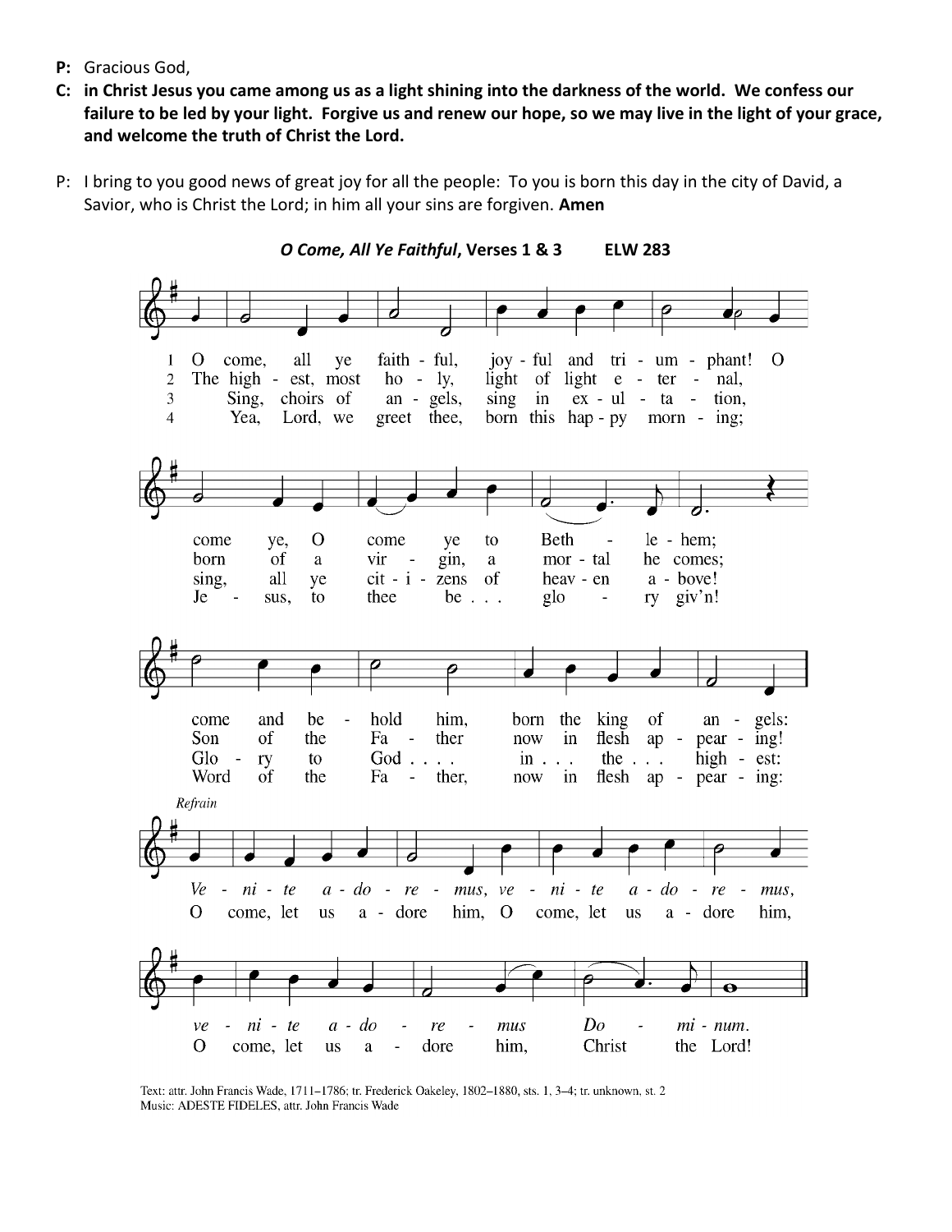**P:** Gracious God,

**C: in Christ Jesus you came among us as a light shining into the darkness of the world. We confess our failure to be led by your light. Forgive us and renew our hope, so we may live in the light of your grace, and welcome the truth of Christ the Lord.**

P: I bring to you good news of great joy for all the people: To you is born this day in the city of David, a Savior, who is Christ the Lord; in him all your sins are forgiven. **Amen**

***O Come, All Ye Faithful*, Verses 1 & 3 ELW 283**

1 O come, all ye faithful, joyful and triumphant! O come ye, O come ye to Bethlehem; come and behold him, born the king of angels:

2 The highest, most holy, light of light eternal, born of a virgin, a mortal he comes; Son of the Father now in flesh appearing!

3 Sing, choirs of angels, sing in exultation, sing, all ye citizens of heaven above! Glory to God in the highest:

4 Yea, Lord, we greet thee, born this happy morning; Jesus, to thee be glory giv'n! Word of the Father, now in flesh appearing:

*Refrain*

*Venite adoremus, venite adoremus, venite adoremus Dominum.*

O come, let us adore him, O come, let us adore him, O come, let us adore him, Christ the Lord!

Text: attr. John Francis Wade, 1711–1786; tr. Frederick Oakeley, 1802–1880, sts. 1, 3–4; tr. unknown, st. 2
Music: ADESTE FIDELES, attr. John Francis Wade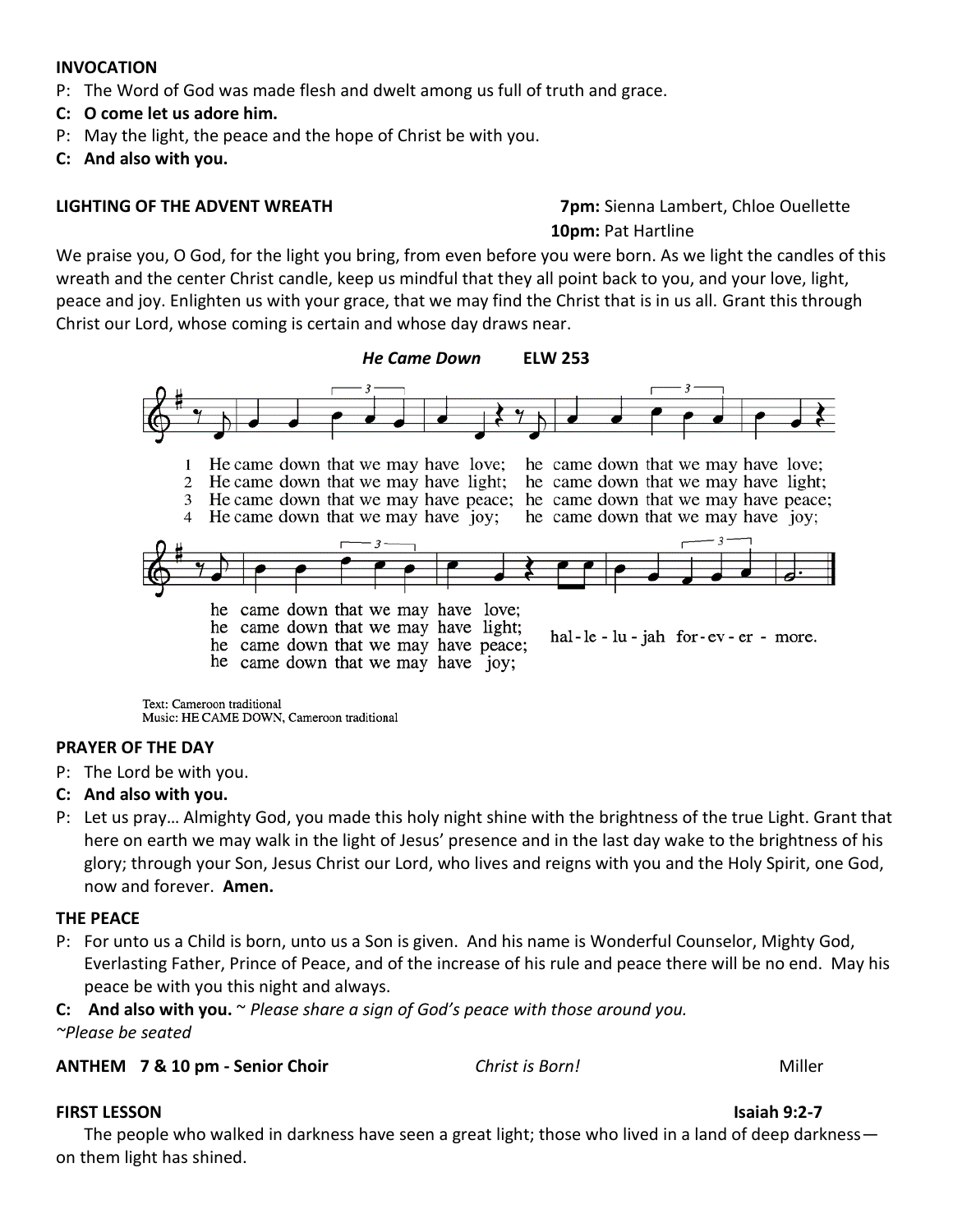**INVOCATION**

P: The Word of God was made flesh and dwelt among us full of truth and grace.

**C: O come let us adore him.**

P: May the light, the peace and the hope of Christ be with you.

**C: And also with you.**

**LIGHTING OF THE ADVENT WREATH** **7pm:** Sienna Lambert, Chloe Ouellette
**10pm:** Pat Hartline

We praise you, O God, for the light you bring, from even before you were born. As we light the candles of this wreath and the center Christ candle, keep us mindful that they all point back to you, and your love, light, peace and joy. Enlighten us with your grace, that we may find the Christ that is in us all. Grant this through Christ our Lord, whose coming is certain and whose day draws near.

***He Came Down*** **ELW 253**

1 He came down that we may have love; he came down that we may have love; he came down that we may have love;
2 He came down that we may have light; he came down that we may have light; he came down that we may have light;
3 He came down that we may have peace; he came down that we may have peace; he came down that we may have peace;
4 He came down that we may have joy; he came down that we may have joy; he came down that we may have joy;

hal-le-lu-jah for-ev-er-more.

Text: Cameroon traditional
Music: HE CAME DOWN, Cameroon traditional

**PRAYER OF THE DAY**

P: The Lord be with you.

**C: And also with you.**

P: Let us pray… Almighty God, you made this holy night shine with the brightness of the true Light. Grant that here on earth we may walk in the light of Jesus' presence and in the last day wake to the brightness of his glory; through your Son, Jesus Christ our Lord, who lives and reigns with you and the Holy Spirit, one God, now and forever. **Amen.**

**THE PEACE**

P: For unto us a Child is born, unto us a Son is given. And his name is Wonderful Counselor, Mighty God, Everlasting Father, Prince of Peace, and of the increase of his rule and peace there will be no end. May his peace be with you this night and always.

**C: And also with you.** ~ *Please share a sign of God's peace with those around you.*

*~Please be seated*

**ANTHEM 7 & 10 pm - Senior Choir** *Christ is Born!* Miller

**FIRST LESSON** **Isaiah 9:2-7**

The people who walked in darkness have seen a great light; those who lived in a land of deep darkness—on them light has shined.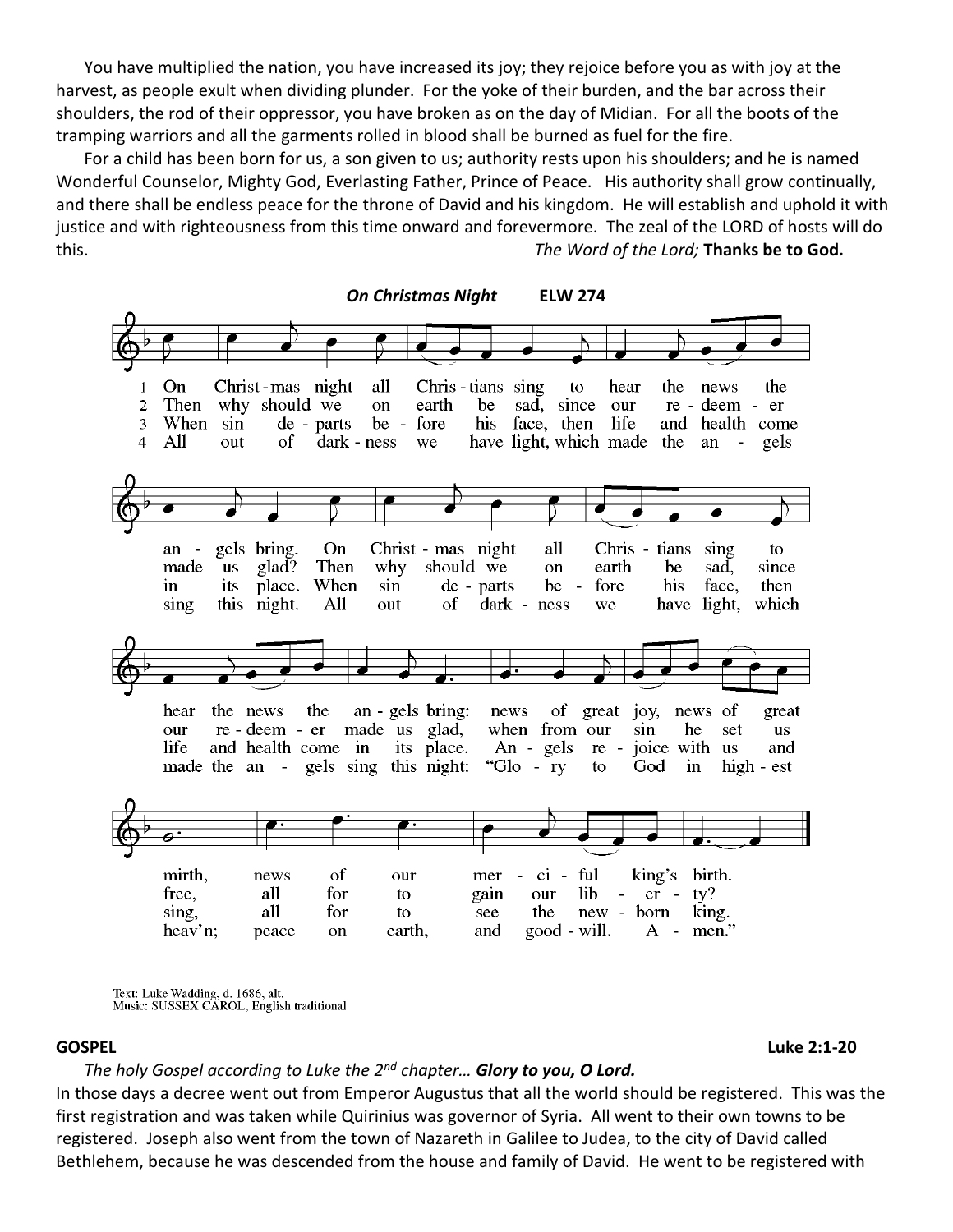You have multiplied the nation, you have increased its joy; they rejoice before you as with joy at the harvest, as people exult when dividing plunder. For the yoke of their burden, and the bar across their shoulders, the rod of their oppressor, you have broken as on the day of Midian. For all the boots of the tramping warriors and all the garments rolled in blood shall be burned as fuel for the fire.

For a child has been born for us, a son given to us; authority rests upon his shoulders; and he is named Wonderful Counselor, Mighty God, Everlasting Father, Prince of Peace. His authority shall grow continually, and there shall be endless peace for the throne of David and his kingdom. He will establish and uphold it with justice and with righteousness from this time onward and forevermore. The zeal of the LORD of hosts will do this. *The Word of the Lord;* **Thanks be to God.**

***On Christmas Night*** **ELW 274**

1 On Christmas night all Christians sing to hear the news the angels bring. On Christmas night all Christians sing to hear the news the angels bring: news of great joy, news of great mirth, news of our merciful king's birth.

2 Then why should we on earth be sad, since our redeemer made us glad? Then why should we on earth be sad, since our redeemer made us glad, when from our sin he set us free, all for to gain our liberty?

3 When sin departs before his face, then life and health come in its place. When sin departs before his face, then life and health come in its place. Angels rejoice with us and sing, all for to see the newborn king.

4 All out of darkness we have light, which made the angels sing this night. All out of darkness we have light, which made the angels sing this night: "Glory to God in highest heav'n; peace on earth, and good-will. Amen."

Text: Luke Wadding, d. 1686, alt.
Music: SUSSEX CAROL, English traditional

**GOSPEL** **Luke 2:1-20**

*The holy Gospel according to Luke the 2nd chapter…* ***Glory to you, O Lord.***

In those days a decree went out from Emperor Augustus that all the world should be registered. This was the first registration and was taken while Quirinius was governor of Syria. All went to their own towns to be registered. Joseph also went from the town of Nazareth in Galilee to Judea, to the city of David called Bethlehem, because he was descended from the house and family of David. He went to be registered with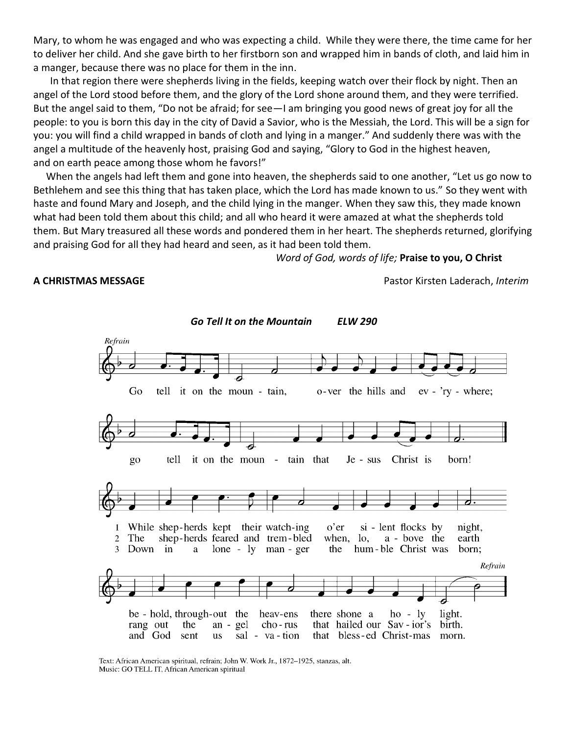Mary, to whom he was engaged and who was expecting a child. While they were there, the time came for her to deliver her child. And she gave birth to her firstborn son and wrapped him in bands of cloth, and laid him in a manger, because there was no place for them in the inn.

In that region there were shepherds living in the fields, keeping watch over their flock by night. Then an angel of the Lord stood before them, and the glory of the Lord shone around them, and they were terrified. But the angel said to them, "Do not be afraid; for see—I am bringing you good news of great joy for all the people: to you is born this day in the city of David a Savior, who is the Messiah, the Lord. This will be a sign for you: you will find a child wrapped in bands of cloth and lying in a manger." And suddenly there was with the angel a multitude of the heavenly host, praising God and saying, "Glory to God in the highest heaven, and on earth peace among those whom he favors!"

When the angels had left them and gone into heaven, the shepherds said to one another, "Let us go now to Bethlehem and see this thing that has taken place, which the Lord has made known to us." So they went with haste and found Mary and Joseph, and the child lying in the manger. When they saw this, they made known what had been told them about this child; and all who heard it were amazed at what the shepherds told them. But Mary treasured all these words and pondered them in her heart. The shepherds returned, glorifying and praising God for all they had heard and seen, as it had been told them.

*Word of God, words of life;* **Praise to you, O Christ**

**A CHRISTMAS MESSAGE** Pastor Kirsten Laderach, *Interim*

***Go Tell It on the Mountain ELW 290***

*Refrain*

Go tell it on the mountain, over the hills and ev'rywhere;
go tell it on the mountain that Jesus Christ is born!

1 While shepherds kept their watching o'er silent flocks by night,
behold, throughout the heavens there shone a holy light.

2 The shepherds feared and trembled when, lo, above the earth
rang out the angel chorus that hailed our Savior's birth.

3 Down in a lonely manger the humble Christ was born;
and God sent us salvation that blessed Christmas morn.

*Refrain*

Text: African American spiritual, refrain; John W. Work Jr., 1872–1925, stanzas, alt.
Music: GO TELL IT, African American spiritual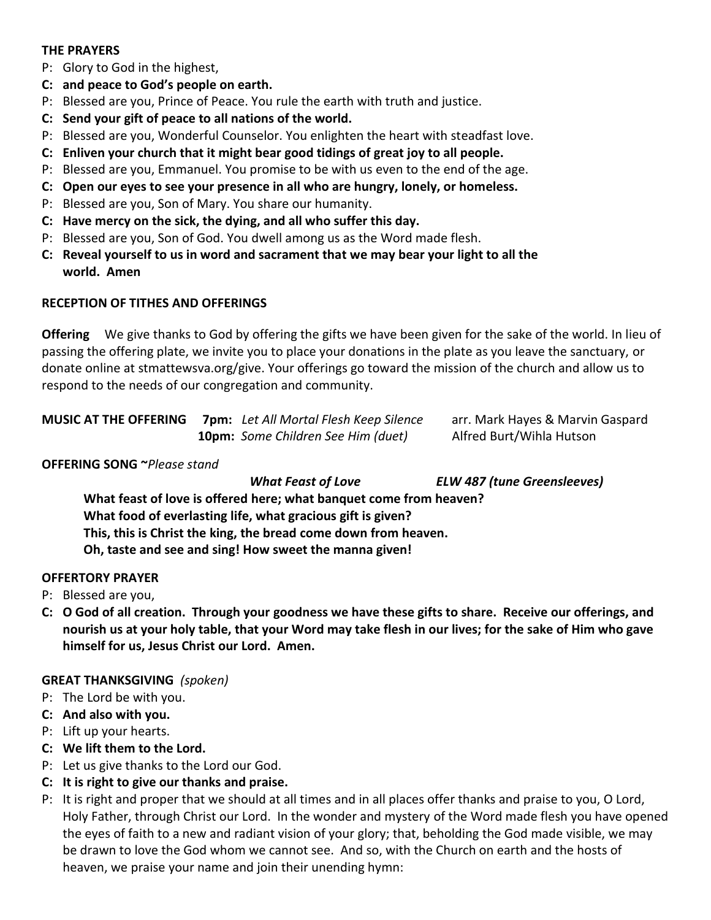**THE PRAYERS**

P: Glory to God in the highest,

**C: and peace to God's people on earth.**

P: Blessed are you, Prince of Peace. You rule the earth with truth and justice.

**C: Send your gift of peace to all nations of the world.**

P: Blessed are you, Wonderful Counselor. You enlighten the heart with steadfast love.

**C: Enliven your church that it might bear good tidings of great joy to all people.**

P: Blessed are you, Emmanuel. You promise to be with us even to the end of the age.

**C: Open our eyes to see your presence in all who are hungry, lonely, or homeless.**

P: Blessed are you, Son of Mary. You share our humanity.

**C: Have mercy on the sick, the dying, and all who suffer this day.**

P: Blessed are you, Son of God. You dwell among us as the Word made flesh.

**C: Reveal yourself to us in word and sacrament that we may bear your light to all the world. Amen**

**RECEPTION OF TITHES AND OFFERINGS**

**Offering** We give thanks to God by offering the gifts we have been given for the sake of the world. In lieu of passing the offering plate, we invite you to place your donations in the plate as you leave the sanctuary, or donate online at stmattewsva.org/give. Your offerings go toward the mission of the church and allow us to respond to the needs of our congregation and community.

**MUSIC AT THE OFFERING** **7pm:** *Let All Mortal Flesh Keep Silence* arr. Mark Hayes & Marvin Gaspard
**10pm:** *Some Children See Him (duet)* Alfred Burt/Wihla Hutson

**OFFERING SONG** ~*Please stand*

***What Feast of Love*** ***ELW 487 (tune Greensleeves)***

**What feast of love is offered here; what banquet come from heaven?**
**What food of everlasting life, what gracious gift is given?**
**This, this is Christ the king, the bread come down from heaven.**
**Oh, taste and see and sing! How sweet the manna given!**

**OFFERTORY PRAYER**

P: Blessed are you,

**C: O God of all creation. Through your goodness we have these gifts to share. Receive our offerings, and nourish us at your holy table, that your Word may take flesh in our lives; for the sake of Him who gave himself for us, Jesus Christ our Lord. Amen.**

**GREAT THANKSGIVING** *(spoken)*

P: The Lord be with you.

**C: And also with you.**

P: Lift up your hearts.

**C: We lift them to the Lord.**

P: Let us give thanks to the Lord our God.

**C: It is right to give our thanks and praise.**

P: It is right and proper that we should at all times and in all places offer thanks and praise to you, O Lord, Holy Father, through Christ our Lord. In the wonder and mystery of the Word made flesh you have opened the eyes of faith to a new and radiant vision of your glory; that, beholding the God made visible, we may be drawn to love the God whom we cannot see. And so, with the Church on earth and the hosts of heaven, we praise your name and join their unending hymn: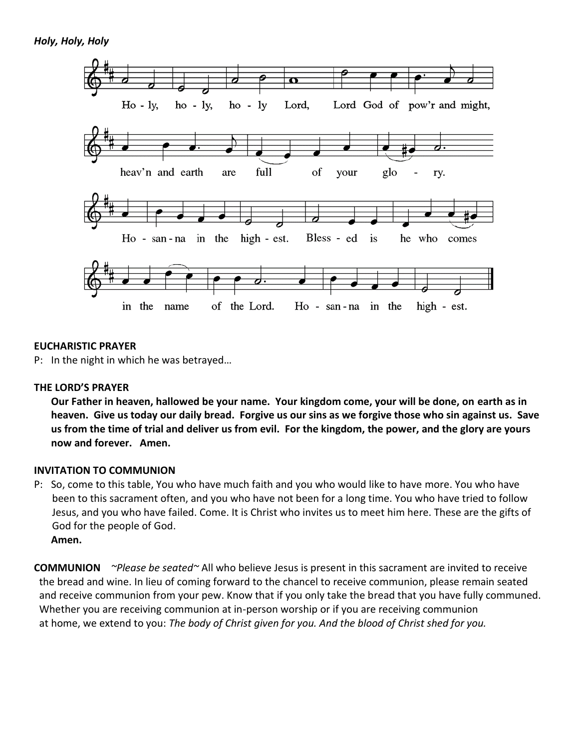***Holy, Holy, Holy***

Ho - ly, ho - ly, ho - ly Lord, Lord God of pow'r and might,

heav'n and earth are full of your glo - ry.

Ho - san - na in the high - est. Bless - ed is he who comes

in the name of the Lord. Ho - san - na in the high - est.

**EUCHARISTIC PRAYER**

P: In the night in which he was betrayed…

**THE LORD'S PRAYER**

**Our Father in heaven, hallowed be your name. Your kingdom come, your will be done, on earth as in heaven. Give us today our daily bread. Forgive us our sins as we forgive those who sin against us. Save us from the time of trial and deliver us from evil. For the kingdom, the power, and the glory are yours now and forever. Amen.**

**INVITATION TO COMMUNION**

P: So, come to this table, You who have much faith and you who would like to have more. You who have been to this sacrament often, and you who have not been for a long time. You who have tried to follow Jesus, and you who have failed. Come. It is Christ who invites us to meet him here. These are the gifts of God for the people of God.
**Amen.**

**COMMUNION** *~Please be seated~* All who believe Jesus is present in this sacrament are invited to receive the bread and wine. In lieu of coming forward to the chancel to receive communion, please remain seated and receive communion from your pew. Know that if you only take the bread that you have fully communed. Whether you are receiving communion at in-person worship or if you are receiving communion at home, we extend to you: *The body of Christ given for you. And the blood of Christ shed for you.*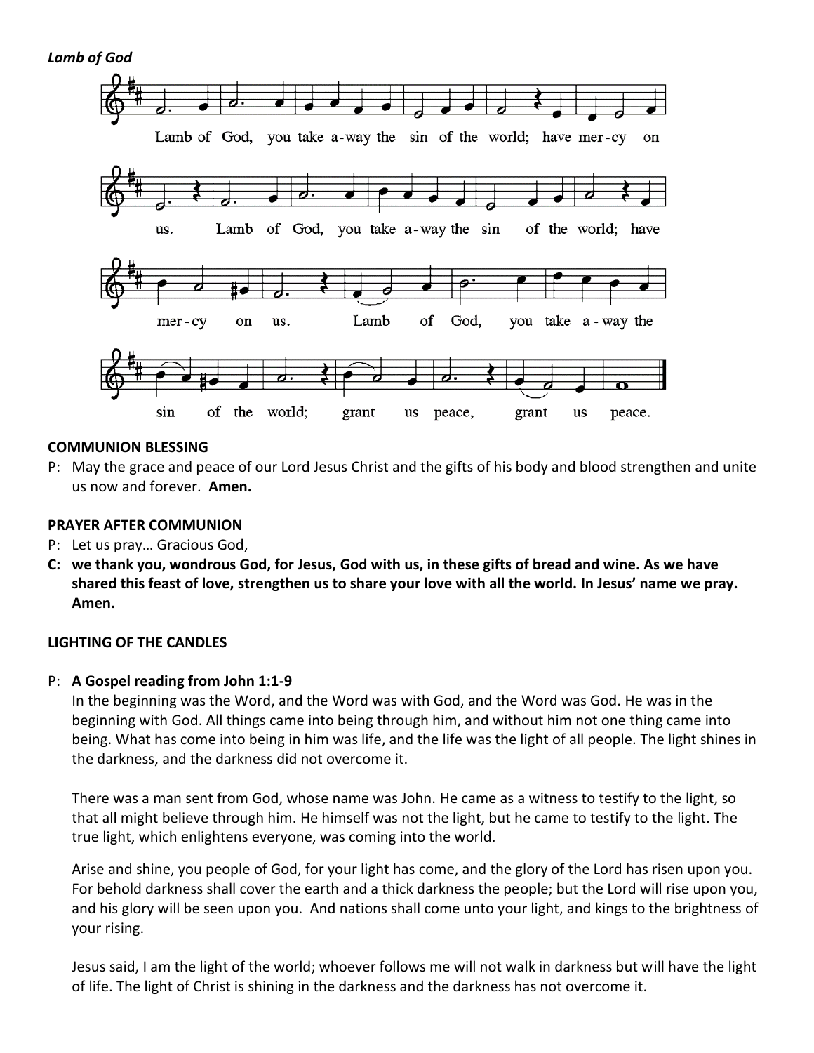*Lamb of God*

Lamb of God, you take a-way the sin of the world; have mer-cy on us. Lamb of God, you take a-way the sin of the world; have mer-cy on us. Lamb of God, you take a-way the sin of the world; grant us peace, grant us peace.

**COMMUNION BLESSING**

P: May the grace and peace of our Lord Jesus Christ and the gifts of his body and blood strengthen and unite us now and forever. **Amen.**

**PRAYER AFTER COMMUNION**

P: Let us pray… Gracious God,

**C: we thank you, wondrous God, for Jesus, God with us, in these gifts of bread and wine. As we have shared this feast of love, strengthen us to share your love with all the world. In Jesus' name we pray. Amen.**

**LIGHTING OF THE CANDLES**

P: **A Gospel reading from John 1:1-9**

In the beginning was the Word, and the Word was with God, and the Word was God. He was in the beginning with God. All things came into being through him, and without him not one thing came into being. What has come into being in him was life, and the life was the light of all people. The light shines in the darkness, and the darkness did not overcome it.

There was a man sent from God, whose name was John. He came as a witness to testify to the light, so that all might believe through him. He himself was not the light, but he came to testify to the light. The true light, which enlightens everyone, was coming into the world.

Arise and shine, you people of God, for your light has come, and the glory of the Lord has risen upon you. For behold darkness shall cover the earth and a thick darkness the people; but the Lord will rise upon you, and his glory will be seen upon you. And nations shall come unto your light, and kings to the brightness of your rising.

Jesus said, I am the light of the world; whoever follows me will not walk in darkness but will have the light of life. The light of Christ is shining in the darkness and the darkness has not overcome it.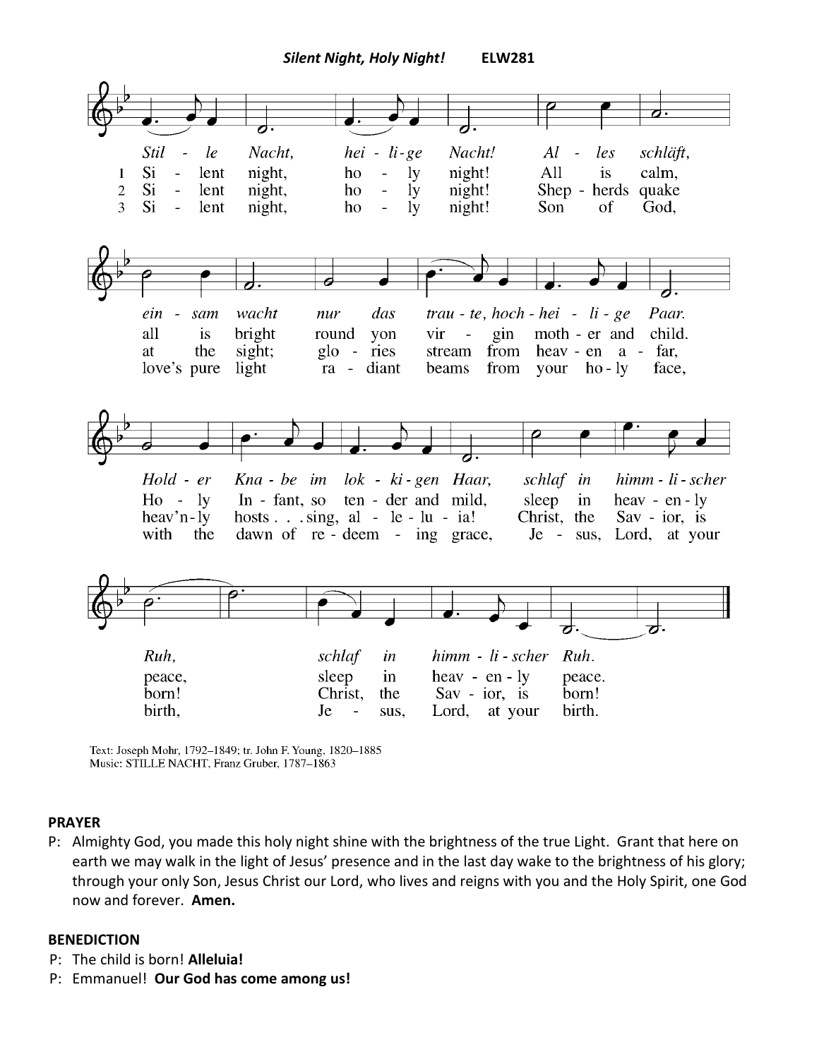***Silent Night, Holy Night!*** **ELW281**

*Stil - le Nacht, hei - li - ge Nacht! Al - les schläft, ein - sam wacht nur das trau - te, hoch - hei - li - ge Paar. Hold - er Kna - be im lok - ki - gen Haar, schlaf in himm - li - scher Ruh, schlaf in himm - li - scher Ruh.*

1 Si - lent night, ho - ly night! All is calm, all is bright round yon vir - gin moth - er and child. Ho - ly In - fant, so ten - der and mild, sleep in heav - en - ly peace, sleep in heav - en - ly peace.

2 Si - lent night, ho - ly night! Shep - herds quake at the sight; glo - ries stream from heav - en a - far, heav'n - ly hosts . . . sing, al - le - lu - ia! Christ, the Sav - ior, is born! Christ, the Sav - ior, is born!

3 Si - lent night, ho - ly night! Son of God, love's pure light ra - diant beams from your ho - ly face, with the dawn of re - deem - ing grace, Je - sus, Lord, at your birth, Je - sus, Lord, at your birth.

Text: Joseph Mohr, 1792–1849; tr. John F. Young, 1820–1885
Music: STILLE NACHT, Franz Gruber, 1787–1863

**PRAYER**

P: Almighty God, you made this holy night shine with the brightness of the true Light. Grant that here on earth we may walk in the light of Jesus' presence and in the last day wake to the brightness of his glory; through your only Son, Jesus Christ our Lord, who lives and reigns with you and the Holy Spirit, one God now and forever. **Amen.**

**BENEDICTION**

P: The child is born! **Alleluia!**
P: Emmanuel! **Our God has come among us!**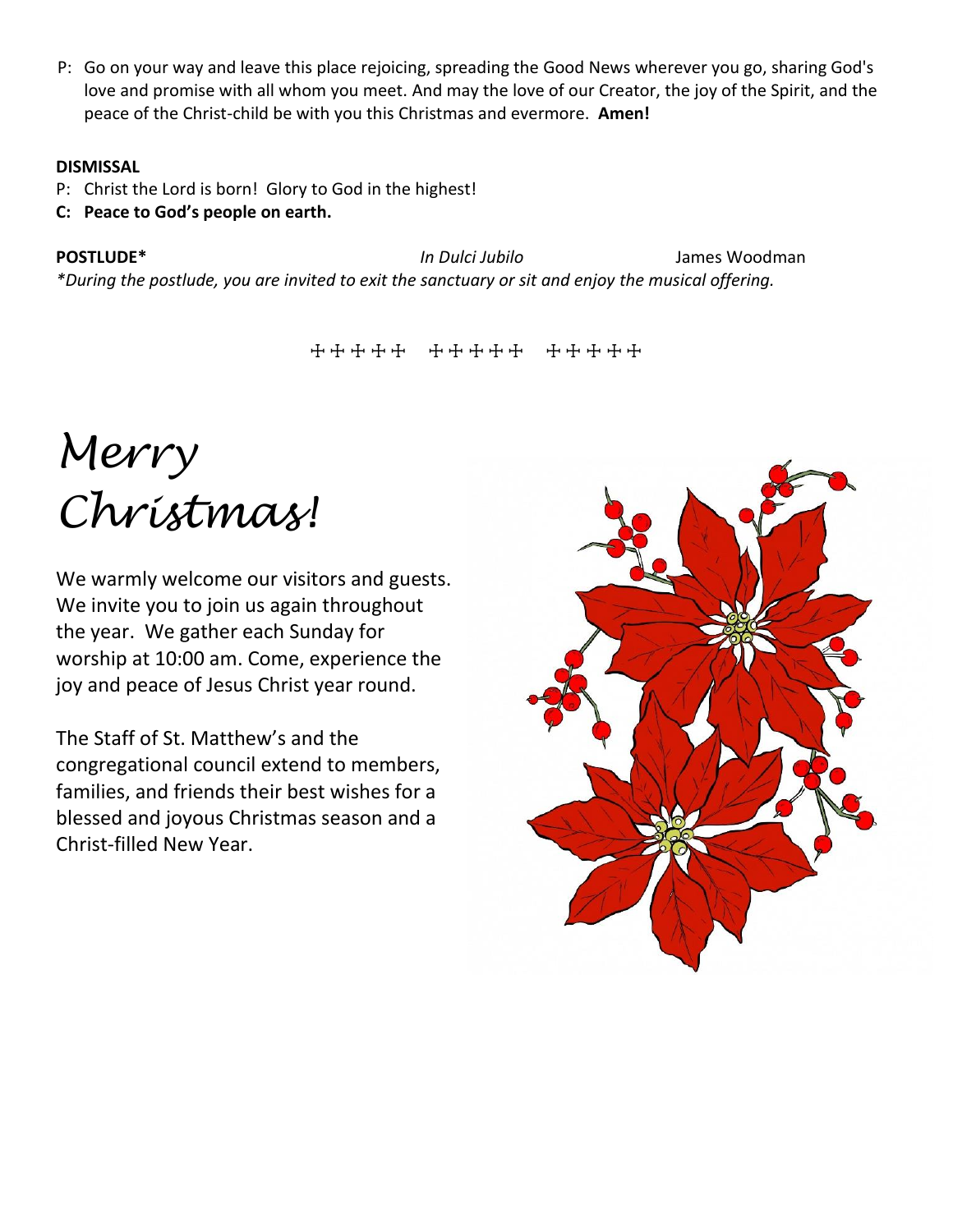P: Go on your way and leave this place rejoicing, spreading the Good News wherever you go, sharing God's love and promise with all whom you meet. And may the love of our Creator, the joy of the Spirit, and the peace of the Christ-child be with you this Christmas and evermore. **Amen!**

**DISMISSAL**

P: Christ the Lord is born! Glory to God in the highest!

**C: Peace to God's people on earth.**

**POSTLUDE*** *In Dulci Jubilo* James Woodman

*\*During the postlude, you are invited to exit the sanctuary or sit and enjoy the musical offering.*

☩☩☩☩☩ ☩☩☩☩☩ ☩☩☩☩☩

# *Merry Christmas!*

We warmly welcome our visitors and guests. We invite you to join us again throughout the year. We gather each Sunday for worship at 10:00 am. Come, experience the joy and peace of Jesus Christ year round.

The Staff of St. Matthew's and the congregational council extend to members, families, and friends their best wishes for a blessed and joyous Christmas season and a Christ-filled New Year.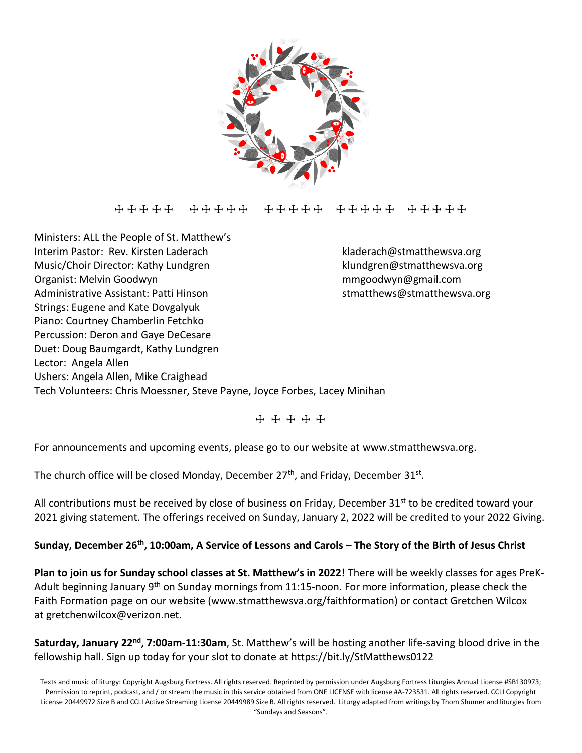☩☩☩☩☩ ☩☩☩☩☩ ☩☩☩☩☩ ☩☩☩☩☩ ☩☩☩☩☩

Ministers: ALL the People of St. Matthew's
Interim Pastor: Rev. Kirsten Laderach kladerach@stmatthewsva.org
Music/Choir Director: Kathy Lundgren klundgren@stmatthewsva.org
Organist: Melvin Goodwyn mmgoodwyn@gmail.com
Administrative Assistant: Patti Hinson stmatthews@stmatthewsva.org
Strings: Eugene and Kate Dovgalyuk
Piano: Courtney Chamberlin Fetchko
Percussion: Deron and Gaye DeCesare
Duet: Doug Baumgardt, Kathy Lundgren
Lector: Angela Allen
Ushers: Angela Allen, Mike Craighead
Tech Volunteers: Chris Moessner, Steve Payne, Joyce Forbes, Lacey Minihan

☩ ☩ ☩ ☩ ☩

For announcements and upcoming events, please go to our website at www.stmatthewsva.org.

The church office will be closed Monday, December 27th, and Friday, December 31st.

All contributions must be received by close of business on Friday, December 31st to be credited toward your 2021 giving statement. The offerings received on Sunday, January 2, 2022 will be credited to your 2022 Giving.

**Sunday, December 26th, 10:00am, A Service of Lessons and Carols – The Story of the Birth of Jesus Christ**

**Plan to join us for Sunday school classes at St. Matthew's in 2022!** There will be weekly classes for ages PreK-Adult beginning January 9th on Sunday mornings from 11:15-noon. For more information, please check the Faith Formation page on our website (www.stmatthewsva.org/faithformation) or contact Gretchen Wilcox at gretchenwilcox@verizon.net.

**Saturday, January 22nd, 7:00am-11:30am**, St. Matthew's will be hosting another life-saving blood drive in the fellowship hall. Sign up today for your slot to donate at https://bit.ly/StMatthews0122

Texts and music of liturgy: Copyright Augsburg Fortress. All rights reserved. Reprinted by permission under Augsburg Fortress Liturgies Annual License #SB130973; Permission to reprint, podcast, and / or stream the music in this service obtained from ONE LICENSE with license #A-723531. All rights reserved. CCLI Copyright License 20449972 Size B and CCLI Active Streaming License 20449989 Size B. All rights reserved. Liturgy adapted from writings by Thom Shumer and liturgies from "Sundays and Seasons".